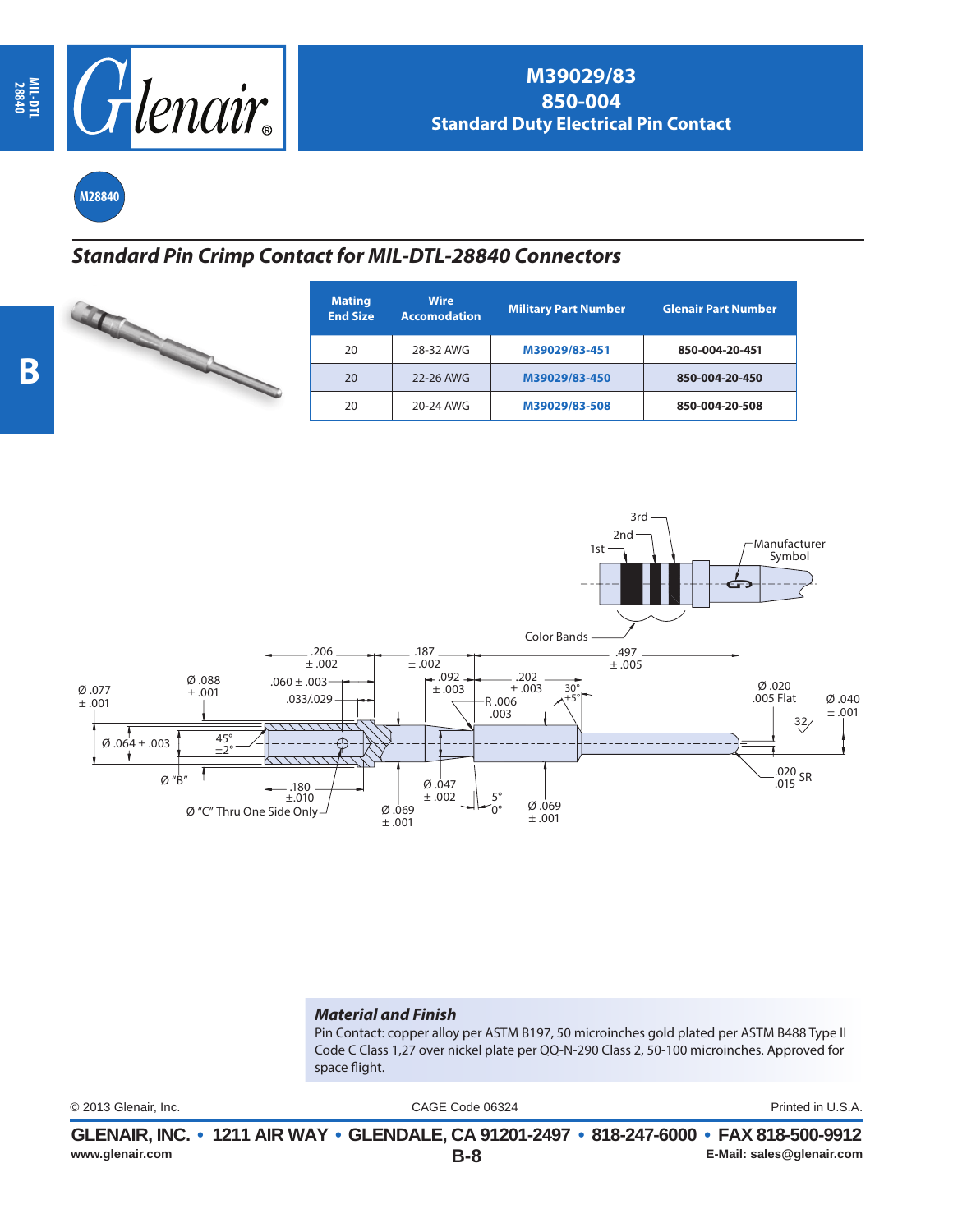# M39029/83
# 850-004
## Standard Duty Electrical Pin Contact

M28840

## Standard Pin Crimp Contact for MIL-DTL-28840 Connectors

| Mating End Size | Wire Accomodation | Military Part Number | Glenair Part Number |
|---|---|---|---|
| 20 | 28-32 AWG | M39029/83-451 | 850-004-20-451 |
| 20 | 22-26 AWG | M39029/83-450 | 850-004-20-450 |
| 20 | 20-24 AWG | M39029/83-508 | 850-004-20-508 |

3rd
2nd
1st
Manufacturer Symbol
Color Bands

.206 ± .002 | .187 ± .002 | .497 ± .005
Ø .077 ± .001 | Ø .088 ± .001 | .060 ± .003 | .033/.029 | .092 ± .003 | .202 ± .003 | 30° ±5° | R .006 .003 | Ø .020 .005 Flat | Ø .040 ± .001 | 32
Ø .064 ± .003 | 45° ±2° | Ø "B" | .180 ±.010 | Ø "C" Thru One Side Only | Ø .069 ± .001 | Ø .047 ± .002 | 5° 0° | Ø .069 ± .001 | .020 .015 SR

### Material and Finish

Pin Contact: copper alloy per ASTM B197, 50 microinches gold plated per ASTM B488 Type II Code C Class 1,27 over nickel plate per QQ-N-290 Class 2, 50-100 microinches. Approved for space flight.

© 2013 Glenair, Inc. CAGE Code 06324 Printed in U.S.A.

**GLENAIR, INC. • 1211 AIR WAY • GLENDALE, CA 91201-2497 • 818-247-6000 • FAX 818-500-9912**
www.glenair.com E-Mail: sales@glenair.com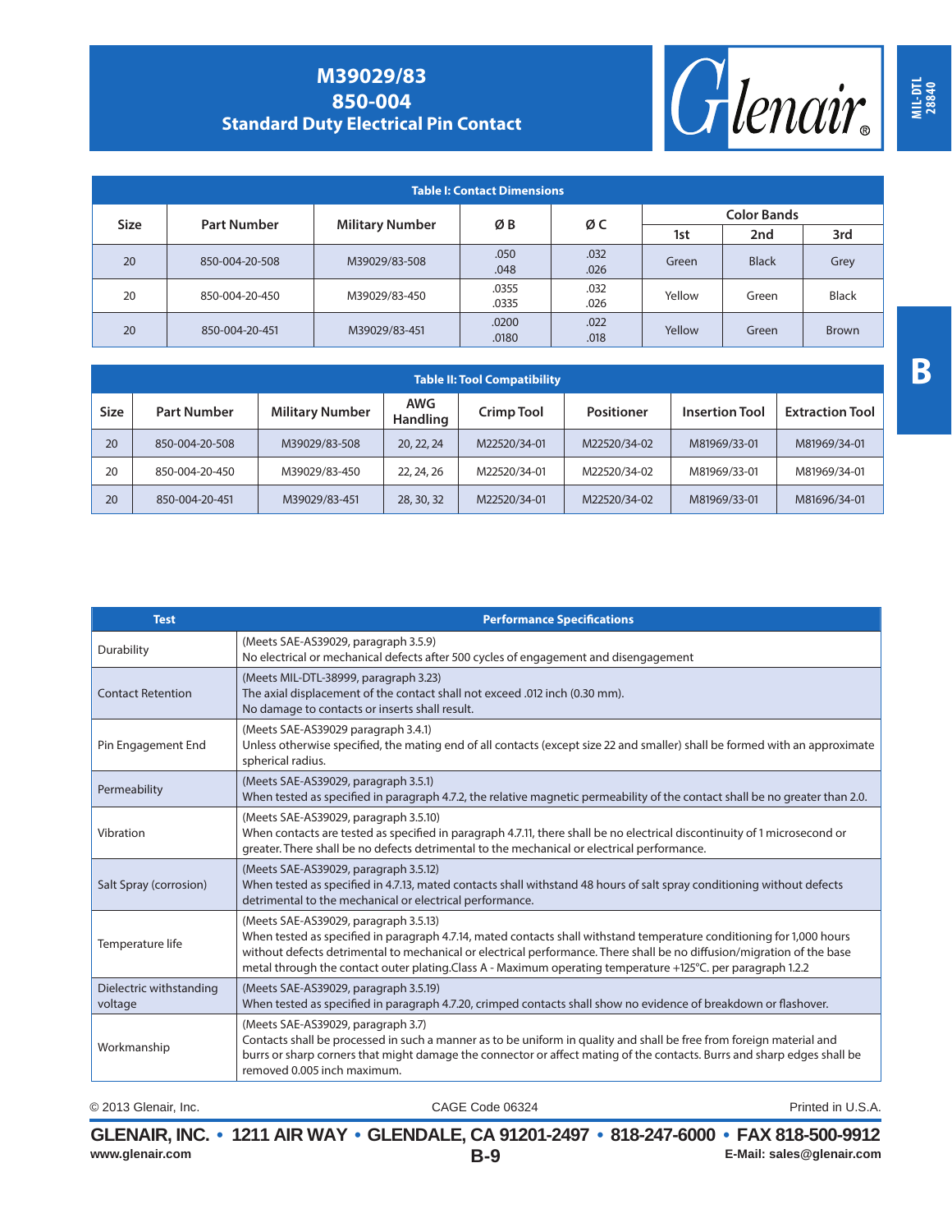# M39029/83
## 850-004
## Standard Duty Electrical Pin Contact

**Table I: Contact Dimensions**

| Size | Part Number | Military Number | Ø B | Ø C | Color Bands | | |
|---|---|---|---|---|---|---|---|
| | | | | | 1st | 2nd | 3rd |
| 20 | 850-004-20-508 | M39029/83-508 | .050<br>.048 | .032<br>.026 | Green | Black | Grey |
| 20 | 850-004-20-450 | M39029/83-450 | .0355<br>.0335 | .032<br>.026 | Yellow | Green | Black |
| 20 | 850-004-20-451 | M39029/83-451 | .0200<br>.0180 | .022<br>.018 | Yellow | Green | Brown |

**Table II: Tool Compatibility**

| Size | Part Number | Military Number | AWG Handling | Crimp Tool | Positioner | Insertion Tool | Extraction Tool |
|---|---|---|---|---|---|---|---|
| 20 | 850-004-20-508 | M39029/83-508 | 20, 22, 24 | M22520/34-01 | M22520/34-02 | M81969/33-01 | M81969/34-01 |
| 20 | 850-004-20-450 | M39029/83-450 | 22, 24, 26 | M22520/34-01 | M22520/34-02 | M81969/33-01 | M81969/34-01 |
| 20 | 850-004-20-451 | M39029/83-451 | 28, 30, 32 | M22520/34-01 | M22520/34-02 | M81969/33-01 | M81696/34-01 |

| Test | Performance Specifications |
|---|---|
| Durability | (Meets SAE-AS39029, paragraph 3.5.9)<br>No electrical or mechanical defects after 500 cycles of engagement and disengagement |
| Contact Retention | (Meets MIL-DTL-38999, paragraph 3.23)<br>The axial displacement of the contact shall not exceed .012 inch (0.30 mm).<br>No damage to contacts or inserts shall result. |
| Pin Engagement End | (Meets SAE-AS39029 paragraph 3.4.1)<br>Unless otherwise specified, the mating end of all contacts (except size 22 and smaller) shall be formed with an approximate spherical radius. |
| Permeability | (Meets SAE-AS39029, paragraph 3.5.1)<br>When tested as specified in paragraph 4.7.2, the relative magnetic permeability of the contact shall be no greater than 2.0. |
| Vibration | (Meets SAE-AS39029, paragraph 3.5.10)<br>When contacts are tested as specified in paragraph 4.7.11, there shall be no electrical discontinuity of 1 microsecond or greater. There shall be no defects detrimental to the mechanical or electrical performance. |
| Salt Spray (corrosion) | (Meets SAE-AS39029, paragraph 3.5.12)<br>When tested as specified in 4.7.13, mated contacts shall withstand 48 hours of salt spray conditioning without defects detrimental to the mechanical or electrical performance. |
| Temperature life | (Meets SAE-AS39029, paragraph 3.5.13)<br>When tested as specified in paragraph 4.7.14, mated contacts shall withstand temperature conditioning for 1,000 hours without defects detrimental to mechanical or electrical performance. There shall be no diffusion/migration of the base metal through the contact outer plating.Class A - Maximum operating temperature +125°C. per paragraph 1.2.2 |
| Dielectric withstanding voltage | (Meets SAE-AS39029, paragraph 3.5.19)<br>When tested as specified in paragraph 4.7.20, crimped contacts shall show no evidence of breakdown or flashover. |
| Workmanship | (Meets SAE-AS39029, paragraph 3.7)<br>Contacts shall be processed in such a manner as to be uniform in quality and shall be free from foreign material and burrs or sharp corners that might damage the connector or affect mating of the contacts. Burrs and sharp edges shall be removed 0.005 inch maximum. |

© 2013 Glenair, Inc. CAGE Code 06324 Printed in U.S.A.

**GLENAIR, INC. • 1211 AIR WAY • GLENDALE, CA 91201-2497 • 818-247-6000 • FAX 818-500-9912**
www.glenair.com E-Mail: sales@glenair.com